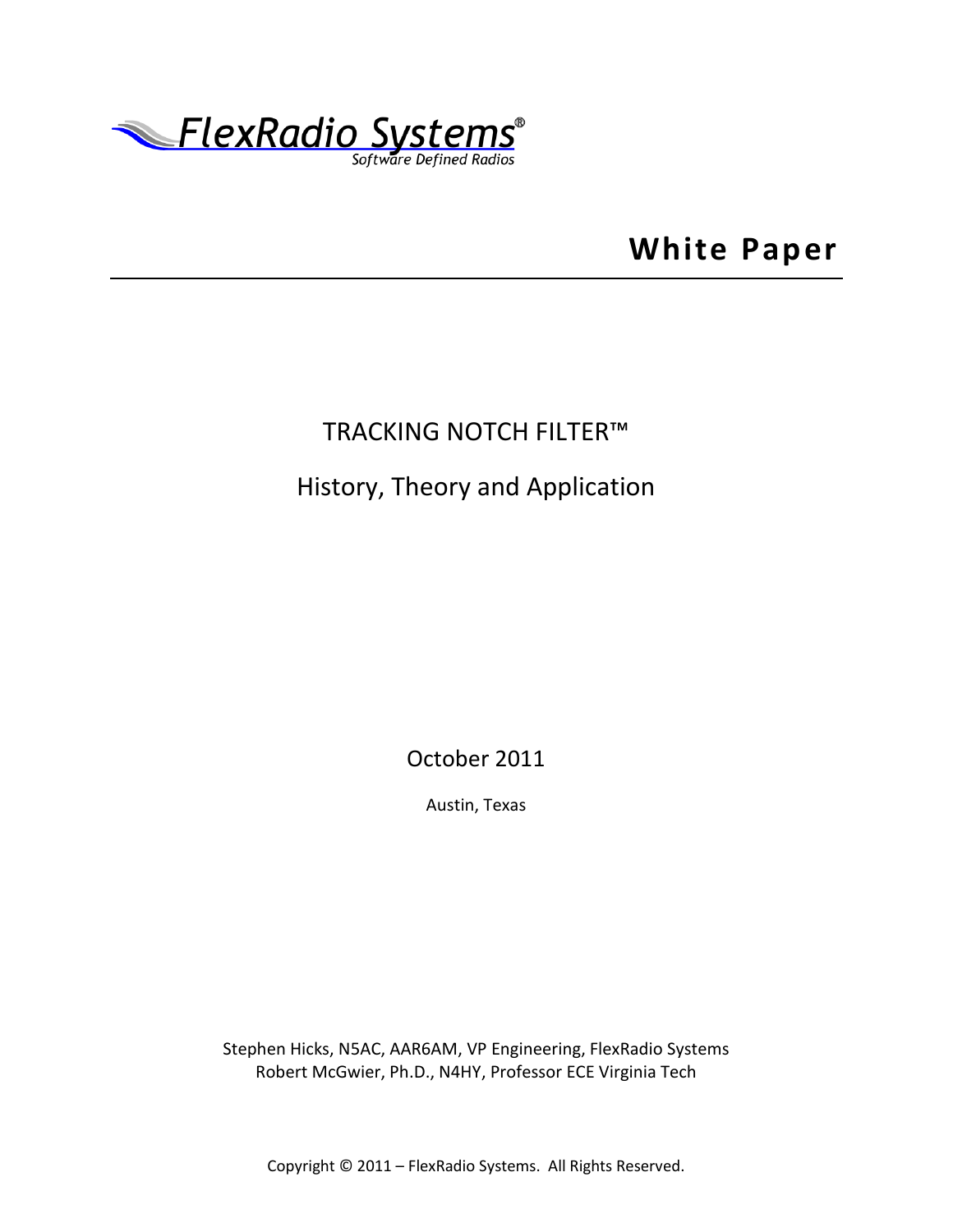FlexRadio Systems®

Software Defined Radios

# White Paper

---

## TRACKING NOTCH FILTER™

## History, Theory and Application

October 2011

Austin, Texas

Stephen Hicks, N5AC, AAR6AM, VP Engineering, FlexRadio Systems
Robert McGwier, Ph.D., N4HY, Professor ECE Virginia Tech

Copyright © 2011 – FlexRadio Systems. All Rights Reserved.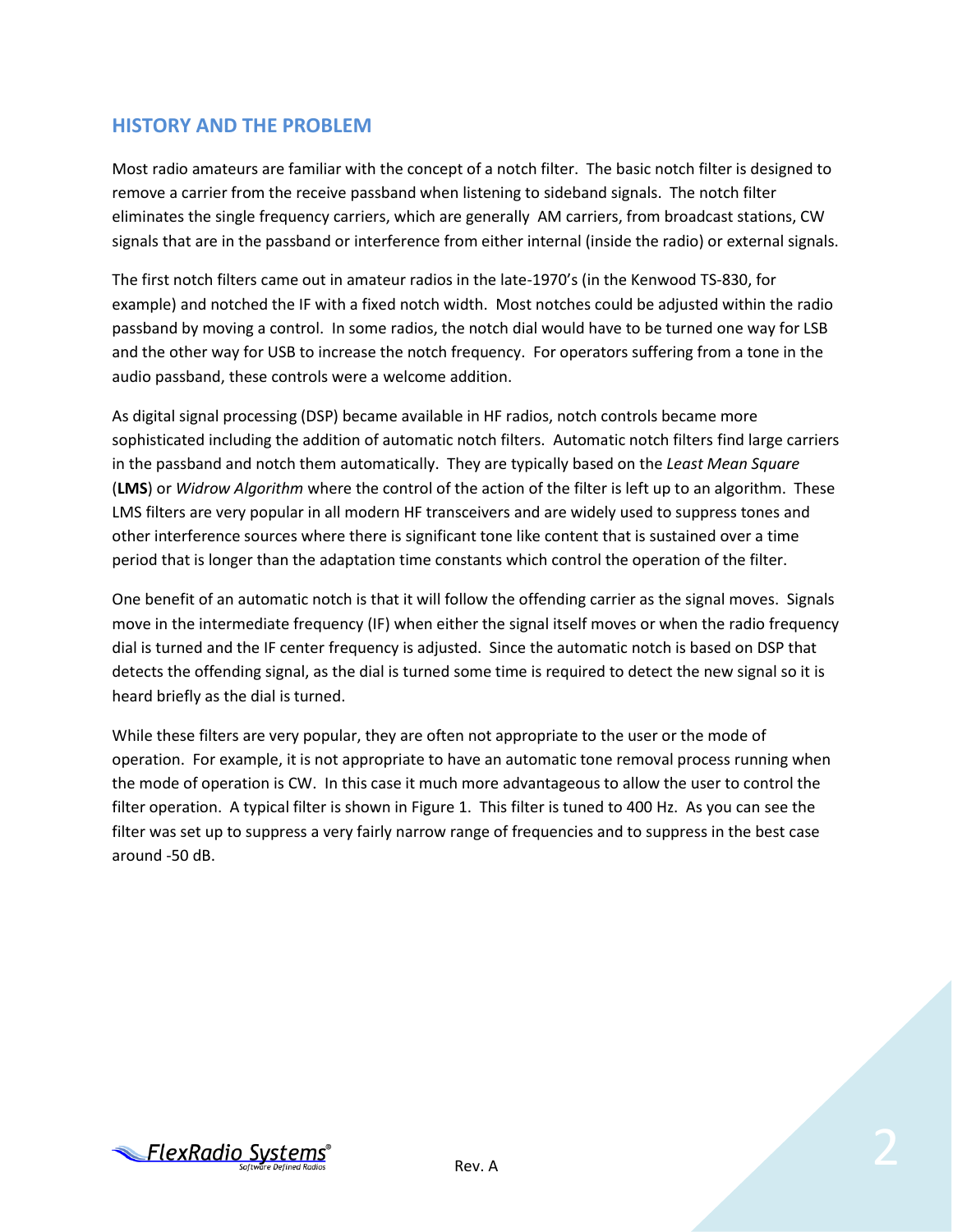## HISTORY AND THE PROBLEM

Most radio amateurs are familiar with the concept of a notch filter. The basic notch filter is designed to remove a carrier from the receive passband when listening to sideband signals. The notch filter eliminates the single frequency carriers, which are generally AM carriers, from broadcast stations, CW signals that are in the passband or interference from either internal (inside the radio) or external signals.

The first notch filters came out in amateur radios in the late-1970's (in the Kenwood TS-830, for example) and notched the IF with a fixed notch width. Most notches could be adjusted within the radio passband by moving a control. In some radios, the notch dial would have to be turned one way for LSB and the other way for USB to increase the notch frequency. For operators suffering from a tone in the audio passband, these controls were a welcome addition.

As digital signal processing (DSP) became available in HF radios, notch controls became more sophisticated including the addition of automatic notch filters. Automatic notch filters find large carriers in the passband and notch them automatically. They are typically based on the *Least Mean Square* (**LMS**) or *Widrow Algorithm* where the control of the action of the filter is left up to an algorithm. These LMS filters are very popular in all modern HF transceivers and are widely used to suppress tones and other interference sources where there is significant tone like content that is sustained over a time period that is longer than the adaptation time constants which control the operation of the filter.

One benefit of an automatic notch is that it will follow the offending carrier as the signal moves. Signals move in the intermediate frequency (IF) when either the signal itself moves or when the radio frequency dial is turned and the IF center frequency is adjusted. Since the automatic notch is based on DSP that detects the offending signal, as the dial is turned some time is required to detect the new signal so it is heard briefly as the dial is turned.

While these filters are very popular, they are often not appropriate to the user or the mode of operation. For example, it is not appropriate to have an automatic tone removal process running when the mode of operation is CW. In this case it much more advantageous to allow the user to control the filter operation. A typical filter is shown in Figure 1. This filter is tuned to 400 Hz. As you can see the filter was set up to suppress a very fairly narrow range of frequencies and to suppress in the best case around -50 dB.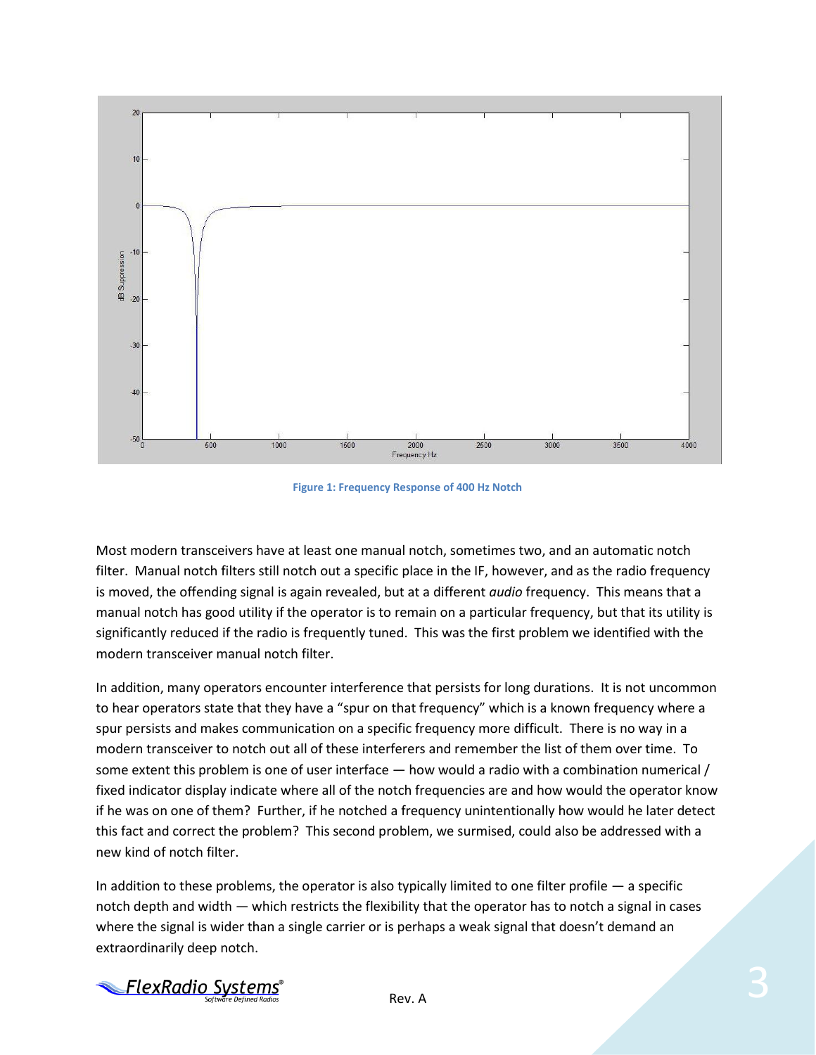Figure 1: Frequency Response of 400 Hz Notch

Most modern transceivers have at least one manual notch, sometimes two, and an automatic notch filter. Manual notch filters still notch out a specific place in the IF, however, and as the radio frequency is moved, the offending signal is again revealed, but at a different *audio* frequency. This means that a manual notch has good utility if the operator is to remain on a particular frequency, but that its utility is significantly reduced if the radio is frequently tuned. This was the first problem we identified with the modern transceiver manual notch filter.

In addition, many operators encounter interference that persists for long durations. It is not uncommon to hear operators state that they have a "spur on that frequency" which is a known frequency where a spur persists and makes communication on a specific frequency more difficult. There is no way in a modern transceiver to notch out all of these interferers and remember the list of them over time. To some extent this problem is one of user interface — how would a radio with a combination numerical / fixed indicator display indicate where all of the notch frequencies are and how would the operator know if he was on one of them? Further, if he notched a frequency unintentionally how would he later detect this fact and correct the problem? This second problem, we surmised, could also be addressed with a new kind of notch filter.

In addition to these problems, the operator is also typically limited to one filter profile — a specific notch depth and width — which restricts the flexibility that the operator has to notch a signal in cases where the signal is wider than a single carrier or is perhaps a weak signal that doesn't demand an extraordinarily deep notch.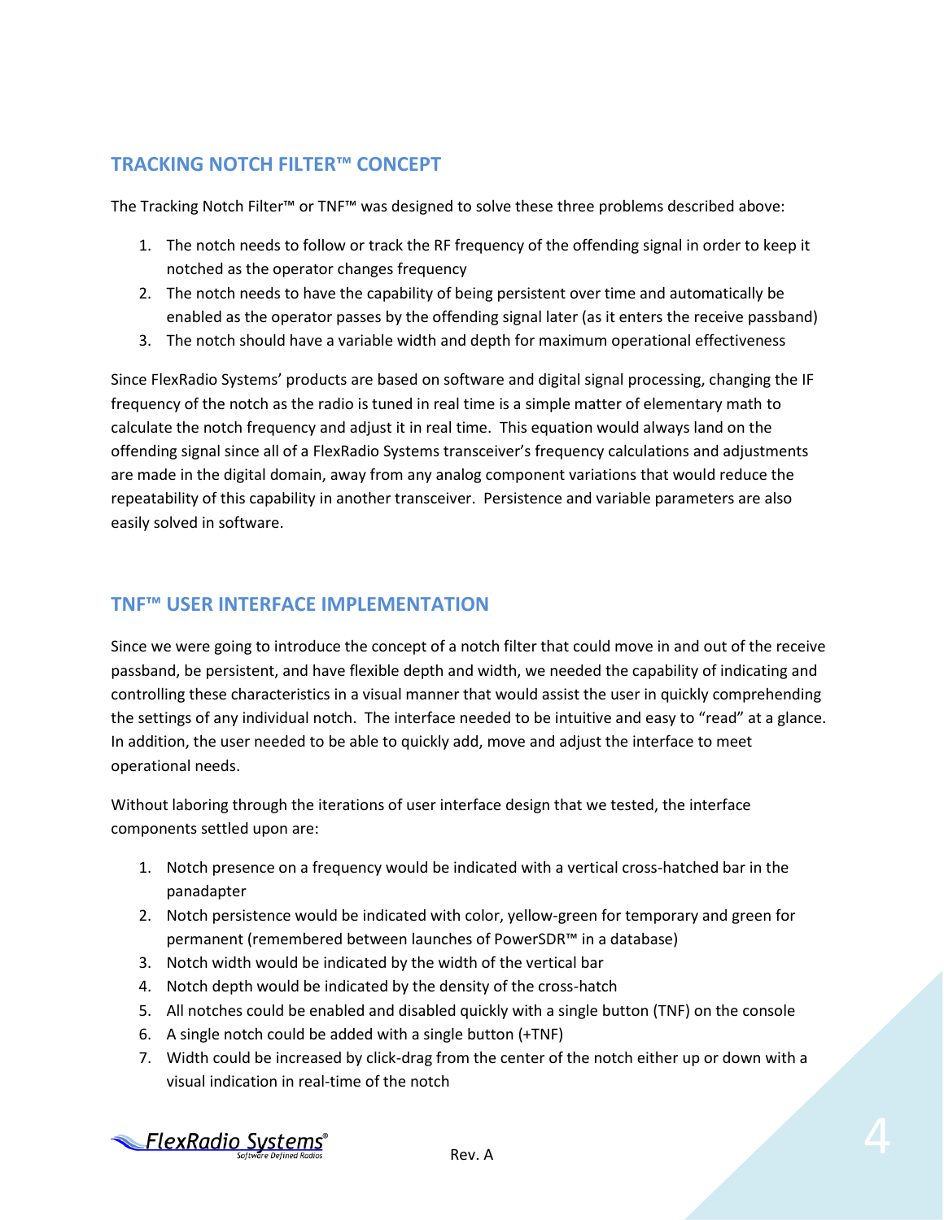## TRACKING NOTCH FILTER™ CONCEPT

The Tracking Notch Filter™ or TNF™ was designed to solve these three problems described above:

1. The notch needs to follow or track the RF frequency of the offending signal in order to keep it notched as the operator changes frequency
2. The notch needs to have the capability of being persistent over time and automatically be enabled as the operator passes by the offending signal later (as it enters the receive passband)
3. The notch should have a variable width and depth for maximum operational effectiveness

Since FlexRadio Systems' products are based on software and digital signal processing, changing the IF frequency of the notch as the radio is tuned in real time is a simple matter of elementary math to calculate the notch frequency and adjust it in real time. This equation would always land on the offending signal since all of a FlexRadio Systems transceiver's frequency calculations and adjustments are made in the digital domain, away from any analog component variations that would reduce the repeatability of this capability in another transceiver. Persistence and variable parameters are also easily solved in software.

## TNF™ USER INTERFACE IMPLEMENTATION

Since we were going to introduce the concept of a notch filter that could move in and out of the receive passband, be persistent, and have flexible depth and width, we needed the capability of indicating and controlling these characteristics in a visual manner that would assist the user in quickly comprehending the settings of any individual notch. The interface needed to be intuitive and easy to "read" at a glance. In addition, the user needed to be able to quickly add, move and adjust the interface to meet operational needs.

Without laboring through the iterations of user interface design that we tested, the interface components settled upon are:

1. Notch presence on a frequency would be indicated with a vertical cross-hatched bar in the panadapter
2. Notch persistence would be indicated with color, yellow-green for temporary and green for permanent (remembered between launches of PowerSDR™ in a database)
3. Notch width would be indicated by the width of the vertical bar
4. Notch depth would be indicated by the density of the cross-hatch
5. All notches could be enabled and disabled quickly with a single button (TNF) on the console
6. A single notch could be added with a single button (+TNF)
7. Width could be increased by click-drag from the center of the notch either up or down with a visual indication in real-time of the notch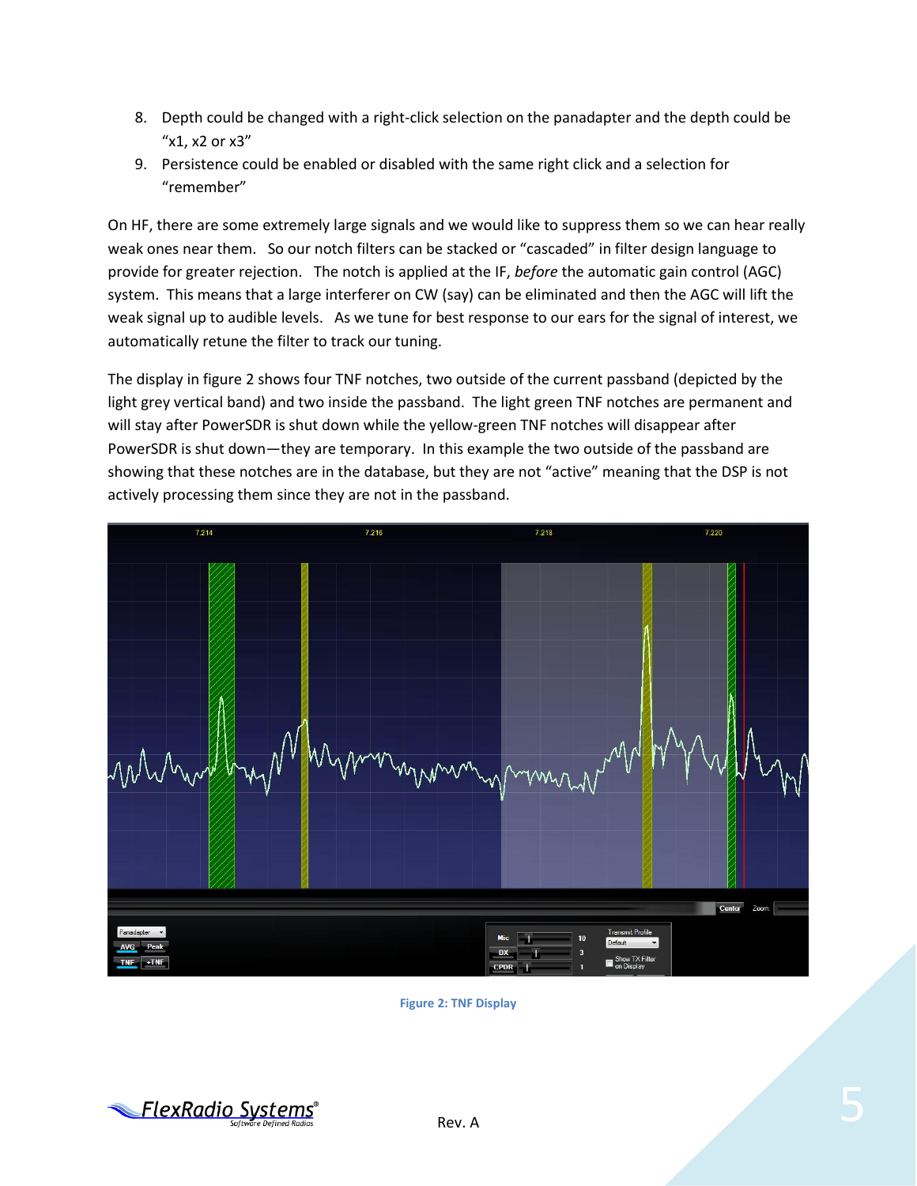8. Depth could be changed with a right-click selection on the panadapter and the depth could be "x1, x2 or x3"
9. Persistence could be enabled or disabled with the same right click and a selection for "remember"

On HF, there are some extremely large signals and we would like to suppress them so we can hear really weak ones near them. So our notch filters can be stacked or "cascaded" in filter design language to provide for greater rejection. The notch is applied at the IF, *before* the automatic gain control (AGC) system. This means that a large interferer on CW (say) can be eliminated and then the AGC will lift the weak signal up to audible levels. As we tune for best response to our ears for the signal of interest, we automatically retune the filter to track our tuning.

The display in figure 2 shows four TNF notches, two outside of the current passband (depicted by the light grey vertical band) and two inside the passband. The light green TNF notches are permanent and will stay after PowerSDR is shut down while the yellow-green TNF notches will disappear after PowerSDR is shut down—they are temporary. In this example the two outside of the passband are showing that these notches are in the database, but they are not "active" meaning that the DSP is not actively processing them since they are not in the passband.

7.214
7.216
7.218
7.220
Center
Zoom:
Panadapter
AVG
Peak
TNF
+TNF
Mic
10
DX
3
CPDR
1
Transmit Profile
Default
Show TX Filter on Display

**Figure 2: TNF Display**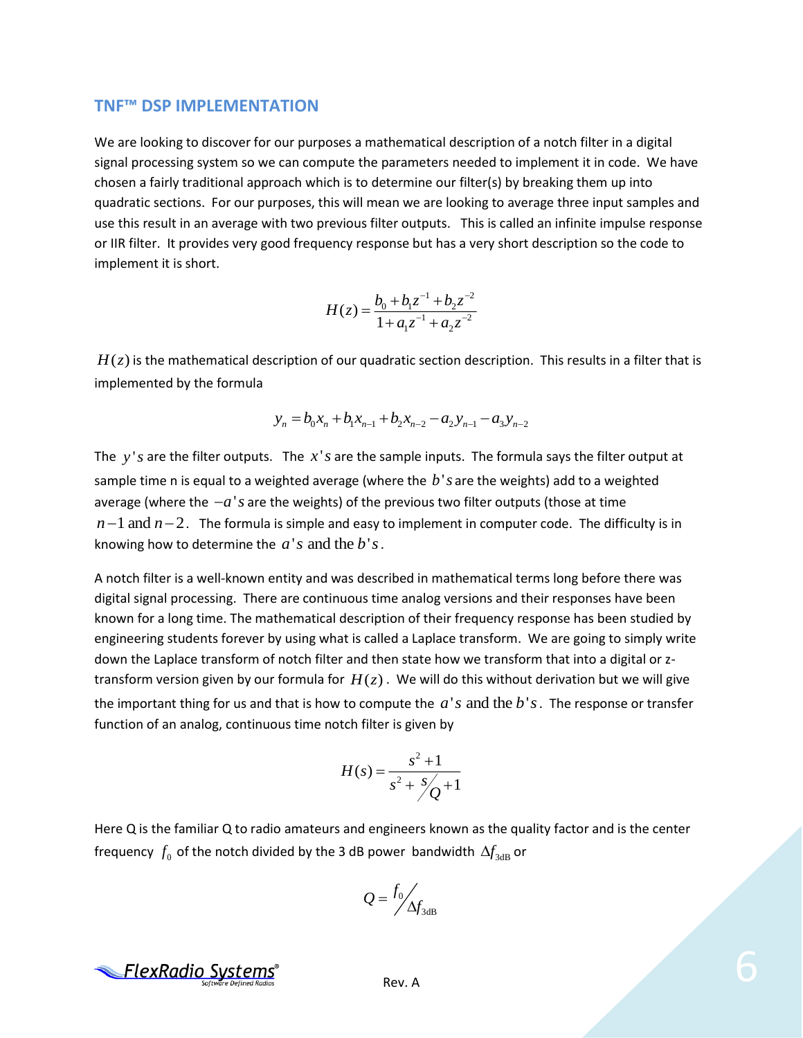## TNF™ DSP IMPLEMENTATION

We are looking to discover for our purposes a mathematical description of a notch filter in a digital signal processing system so we can compute the parameters needed to implement it in code. We have chosen a fairly traditional approach which is to determine our filter(s) by breaking them up into quadratic sections. For our purposes, this will mean we are looking to average three input samples and use this result in an average with two previous filter outputs. This is called an infinite impulse response or IIR filter. It provides very good frequency response but has a very short description so the code to implement it is short.

$$H(z) = \frac{b_0 + b_1 z^{-1} + b_2 z^{-2}}{1 + a_1 z^{-1} + a_2 z^{-2}}$$

$H(z)$ is the mathematical description of our quadratic section description. This results in a filter that is implemented by the formula

$$y_n = b_0 x_n + b_1 x_{n-1} + b_2 x_{n-2} - a_2 y_{n-1} - a_3 y_{n-2}$$

The $y's$ are the filter outputs. The $x's$ are the sample inputs. The formula says the filter output at sample time n is equal to a weighted average (where the $b's$ are the weights) add to a weighted average (where the $-a's$ are the weights) of the previous two filter outputs (those at time $n-1$ and $n-2$. The formula is simple and easy to implement in computer code. The difficulty is in knowing how to determine the $a's$ and the $b's$.

A notch filter is a well-known entity and was described in mathematical terms long before there was digital signal processing. There are continuous time analog versions and their responses have been known for a long time. The mathematical description of their frequency response has been studied by engineering students forever by using what is called a Laplace transform. We are going to simply write down the Laplace transform of notch filter and then state how we transform that into a digital or z-transform version given by our formula for $H(z)$. We will do this without derivation but we will give the important thing for us and that is how to compute the $a's$ and the $b's$. The response or transfer function of an analog, continuous time notch filter is given by

$$H(s) = \frac{s^2 + 1}{s^2 + s/Q + 1}$$

Here Q is the familiar Q to radio amateurs and engineers known as the quality factor and is the center frequency $f_0$ of the notch divided by the 3 dB power bandwidth $\Delta f_{3\text{dB}}$ or

$$Q = f_0 / \Delta f_{3\text{dB}}$$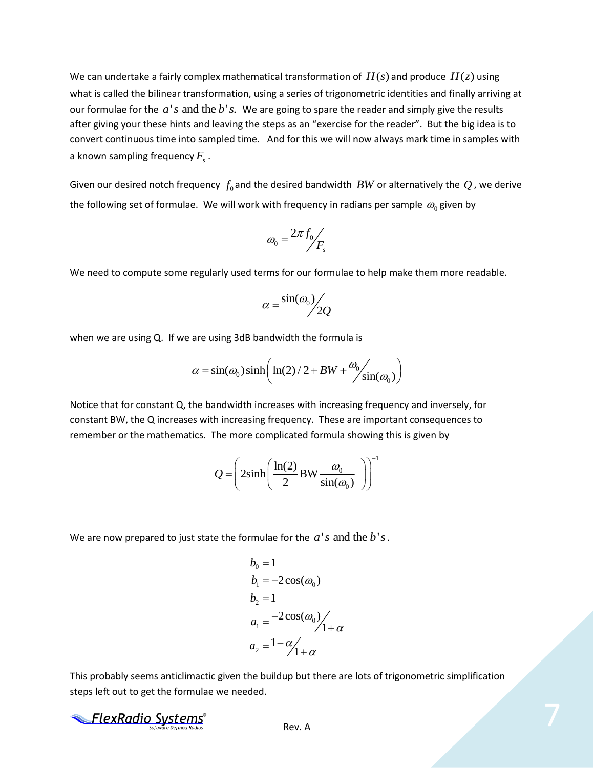We can undertake a fairly complex mathematical transformation of $H(s)$ and produce $H(z)$ using what is called the bilinear transformation, using a series of trigonometric identities and finally arriving at our formulae for the $a's$ and the $b's$. We are going to spare the reader and simply give the results after giving your these hints and leaving the steps as an "exercise for the reader". But the big idea is to convert continuous time into sampled time. And for this we will now always mark time in samples with a known sampling frequency $F_s$.

Given our desired notch frequency $f_0$ and the desired bandwidth $BW$ or alternatively the $Q$, we derive the following set of formulae. We will work with frequency in radians per sample $\omega_0$ given by

$$\omega_0 = {2\pi f_0}/{F_s}$$

We need to compute some regularly used terms for our formulae to help make them more readable.

$$\alpha = {\sin(\omega_0)}/{2Q}$$

when we are using Q. If we are using 3dB bandwidth the formula is

$$\alpha = \sin(\omega_0)\sinh\left(\ln(2)/2 + BW + {\omega_0}/{\sin(\omega_0)}\right)$$

Notice that for constant Q, the bandwidth increases with increasing frequency and inversely, for constant BW, the Q increases with increasing frequency. These are important consequences to remember or the mathematics. The more complicated formula showing this is given by

$$Q = \left(2\sinh\left(\frac{\ln(2)}{2}\mathrm{BW}\frac{\omega_0}{\sin(\omega_0)}\right)\right)^{-1}$$

We are now prepared to just state the formulae for the $a's$ and the $b's$.

$$\begin{aligned}
b_0 &= 1 \\
b_1 &= -2\cos(\omega_0) \\
b_2 &= 1 \\
a_1 &= {-2\cos(\omega_0)}/{1+\alpha} \\
a_2 &= {1-\alpha}/{1+\alpha}
\end{aligned}$$

This probably seems anticlimactic given the buildup but there are lots of trigonometric simplification steps left out to get the formulae we needed.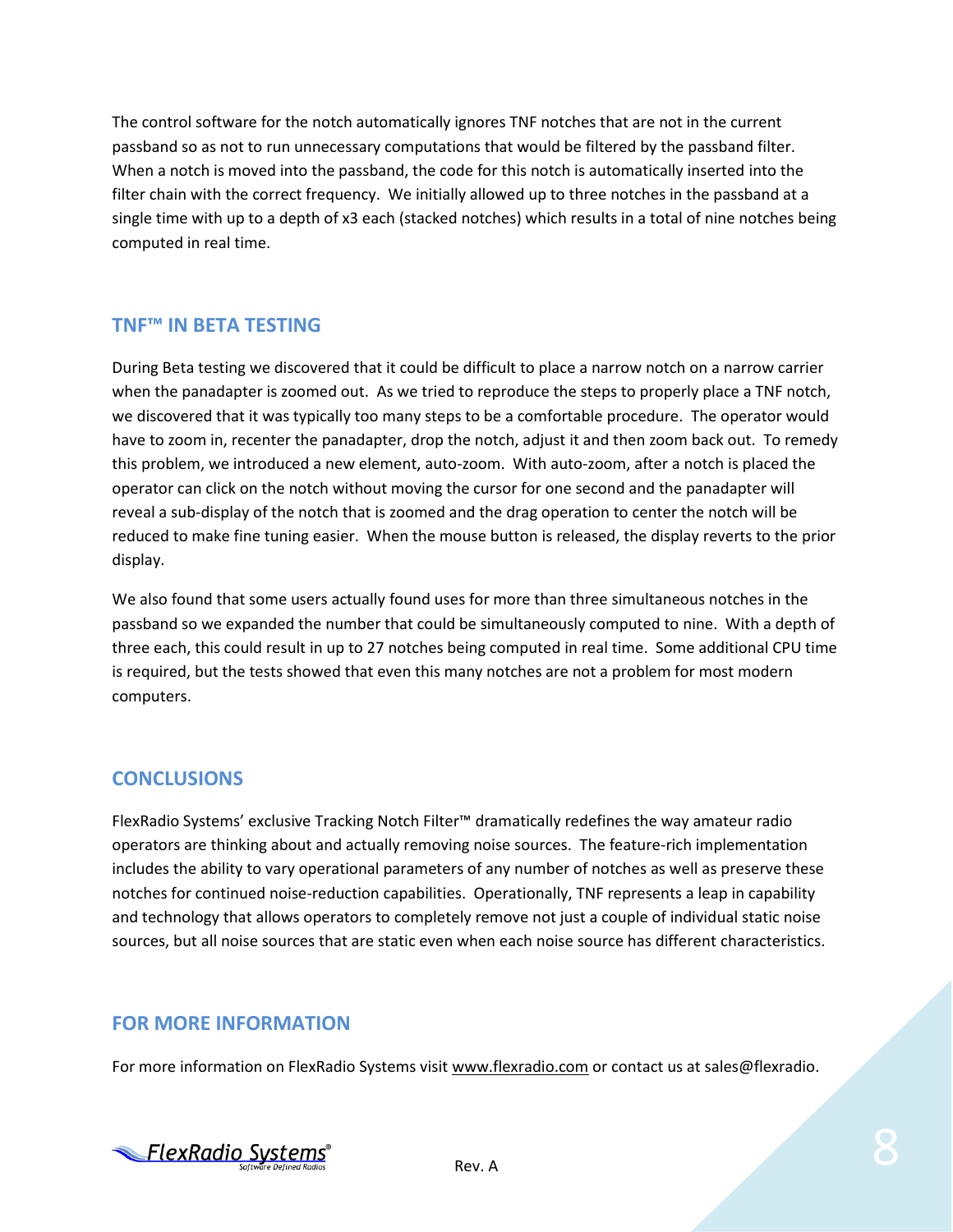The control software for the notch automatically ignores TNF notches that are not in the current passband so as not to run unnecessary computations that would be filtered by the passband filter. When a notch is moved into the passband, the code for this notch is automatically inserted into the filter chain with the correct frequency. We initially allowed up to three notches in the passband at a single time with up to a depth of x3 each (stacked notches) which results in a total of nine notches being computed in real time.

## TNF™ IN BETA TESTING

During Beta testing we discovered that it could be difficult to place a narrow notch on a narrow carrier when the panadapter is zoomed out. As we tried to reproduce the steps to properly place a TNF notch, we discovered that it was typically too many steps to be a comfortable procedure. The operator would have to zoom in, recenter the panadapter, drop the notch, adjust it and then zoom back out. To remedy this problem, we introduced a new element, auto-zoom. With auto-zoom, after a notch is placed the operator can click on the notch without moving the cursor for one second and the panadapter will reveal a sub-display of the notch that is zoomed and the drag operation to center the notch will be reduced to make fine tuning easier. When the mouse button is released, the display reverts to the prior display.

We also found that some users actually found uses for more than three simultaneous notches in the passband so we expanded the number that could be simultaneously computed to nine. With a depth of three each, this could result in up to 27 notches being computed in real time. Some additional CPU time is required, but the tests showed that even this many notches are not a problem for most modern computers.

## CONCLUSIONS

FlexRadio Systems' exclusive Tracking Notch Filter™ dramatically redefines the way amateur radio operators are thinking about and actually removing noise sources. The feature-rich implementation includes the ability to vary operational parameters of any number of notches as well as preserve these notches for continued noise-reduction capabilities. Operationally, TNF represents a leap in capability and technology that allows operators to completely remove not just a couple of individual static noise sources, but all noise sources that are static even when each noise source has different characteristics.

## FOR MORE INFORMATION

For more information on FlexRadio Systems visit www.flexradio.com or contact us at sales@flexradio.